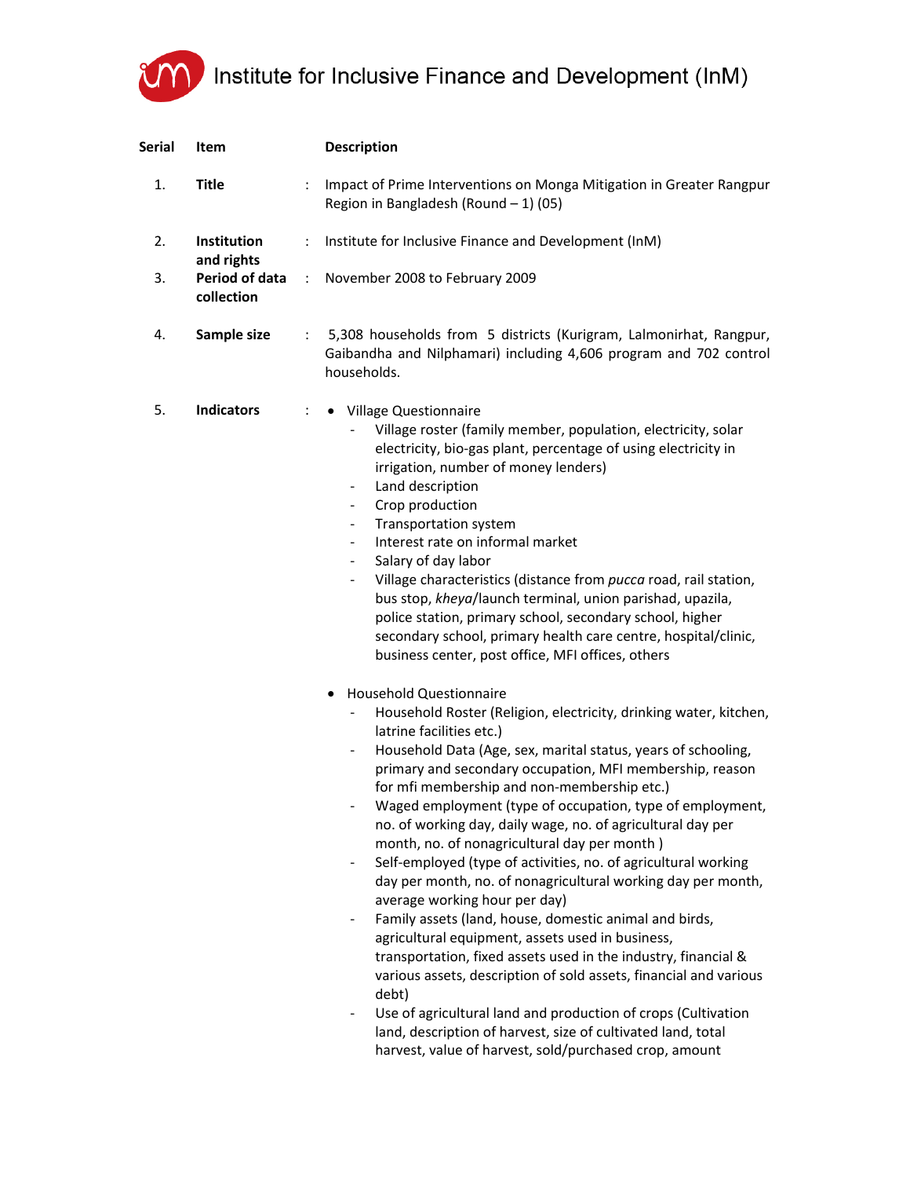# Institute for Inclusive Finance and Development (InM)

| Serial | Item | | Description |
|---|---|---|---|
| 1. | **Title** | : | Impact of Prime Interventions on Monga Mitigation in Greater Rangpur Region in Bangladesh (Round – 1) (05) |
| 2. | **Institution and rights** | : | Institute for Inclusive Finance and Development (InM) |
| 3. | **Period of data collection** | : | November 2008 to February 2009 |
| 4. | **Sample size** | : | 5,308 households from 5 districts (Kurigram, Lalmonirhat, Rangpur, Gaibandha and Nilphamari) including 4,606 program and 702 control households. |
| 5. | **Indicators** | : | See below |

**5. Indicators:**

- Village Questionnaire
  - Village roster (family member, population, electricity, solar electricity, bio-gas plant, percentage of using electricity in irrigation, number of money lenders)
  - Land description
  - Crop production
  - Transportation system
  - Interest rate on informal market
  - Salary of day labor
  - Village characteristics (distance from *pucca* road, rail station, bus stop, *kheya*/launch terminal, union parishad, upazila, police station, primary school, secondary school, higher secondary school, primary health care centre, hospital/clinic, business center, post office, MFI offices, others

- Household Questionnaire
  - Household Roster (Religion, electricity, drinking water, kitchen, latrine facilities etc.)
  - Household Data (Age, sex, marital status, years of schooling, primary and secondary occupation, MFI membership, reason for mfi membership and non-membership etc.)
  - Waged employment (type of occupation, type of employment, no. of working day, daily wage, no. of agricultural day per month, no. of nonagricultural day per month )
  - Self-employed (type of activities, no. of agricultural working day per month, no. of nonagricultural working day per month, average working hour per day)
  - Family assets (land, house, domestic animal and birds, agricultural equipment, assets used in business, transportation, fixed assets used in the industry, financial & various assets, description of sold assets, financial and various debt)
  - Use of agricultural land and production of crops (Cultivation land, description of harvest, size of cultivated land, total harvest, value of harvest, sold/purchased crop, amount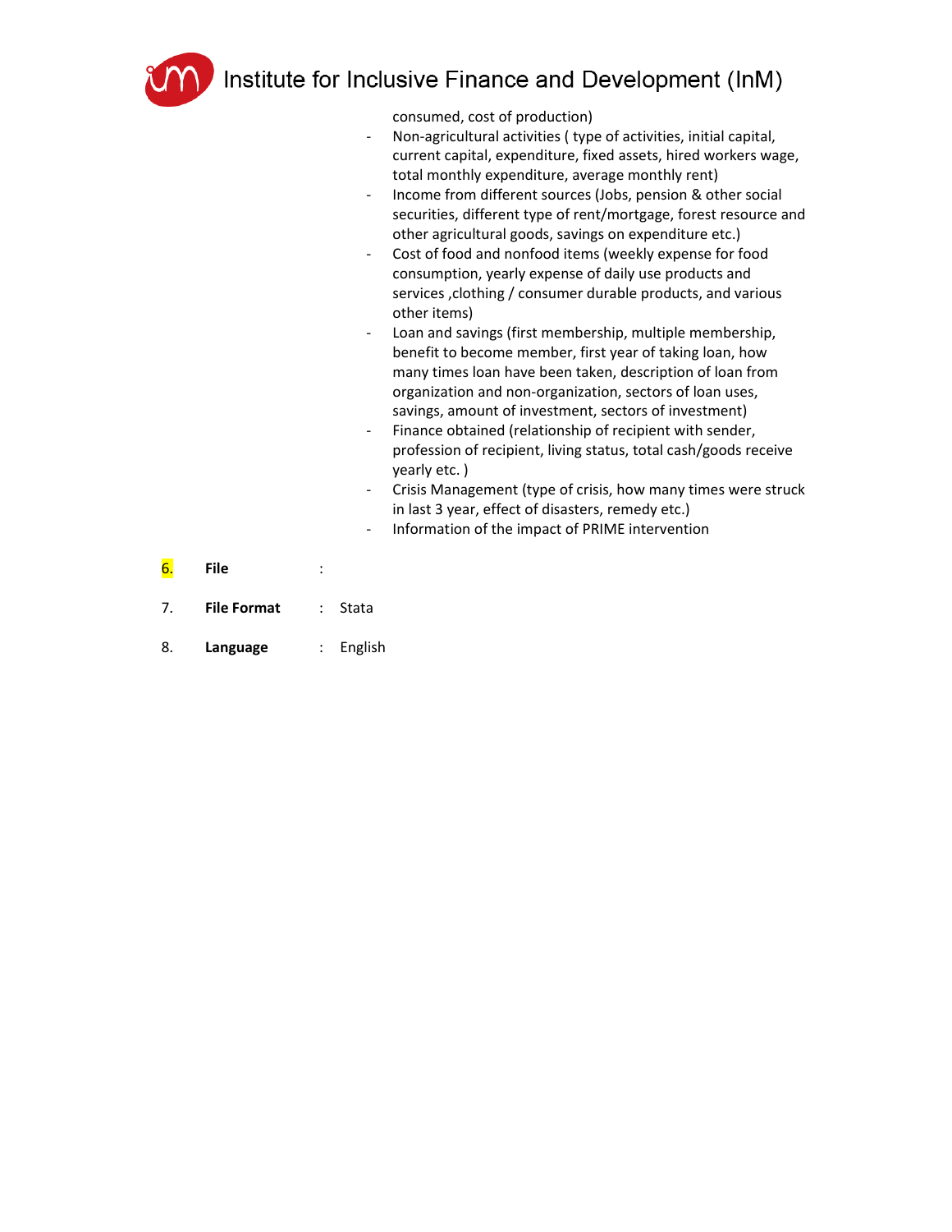consumed, cost of production)

- Non-agricultural activities ( type of activities, initial capital, current capital, expenditure, fixed assets, hired workers wage, total monthly expenditure, average monthly rent)
- Income from different sources (Jobs, pension & other social securities, different type of rent/mortgage, forest resource and other agricultural goods, savings on expenditure etc.)
- Cost of food and nonfood items (weekly expense for food consumption, yearly expense of daily use products and services ,clothing / consumer durable products, and various other items)
- Loan and savings (first membership, multiple membership, benefit to become member, first year of taking loan, how many times loan have been taken, description of loan from organization and non-organization, sectors of loan uses, savings, amount of investment, sectors of investment)
- Finance obtained (relationship of recipient with sender, profession of recipient, living status, total cash/goods receive yearly etc. )
- Crisis Management (type of crisis, how many times were struck in last 3 year, effect of disasters, remedy etc.)
- Information of the impact of PRIME intervention

6. **File** :

7. **File Format** : Stata

8. **Language** : English